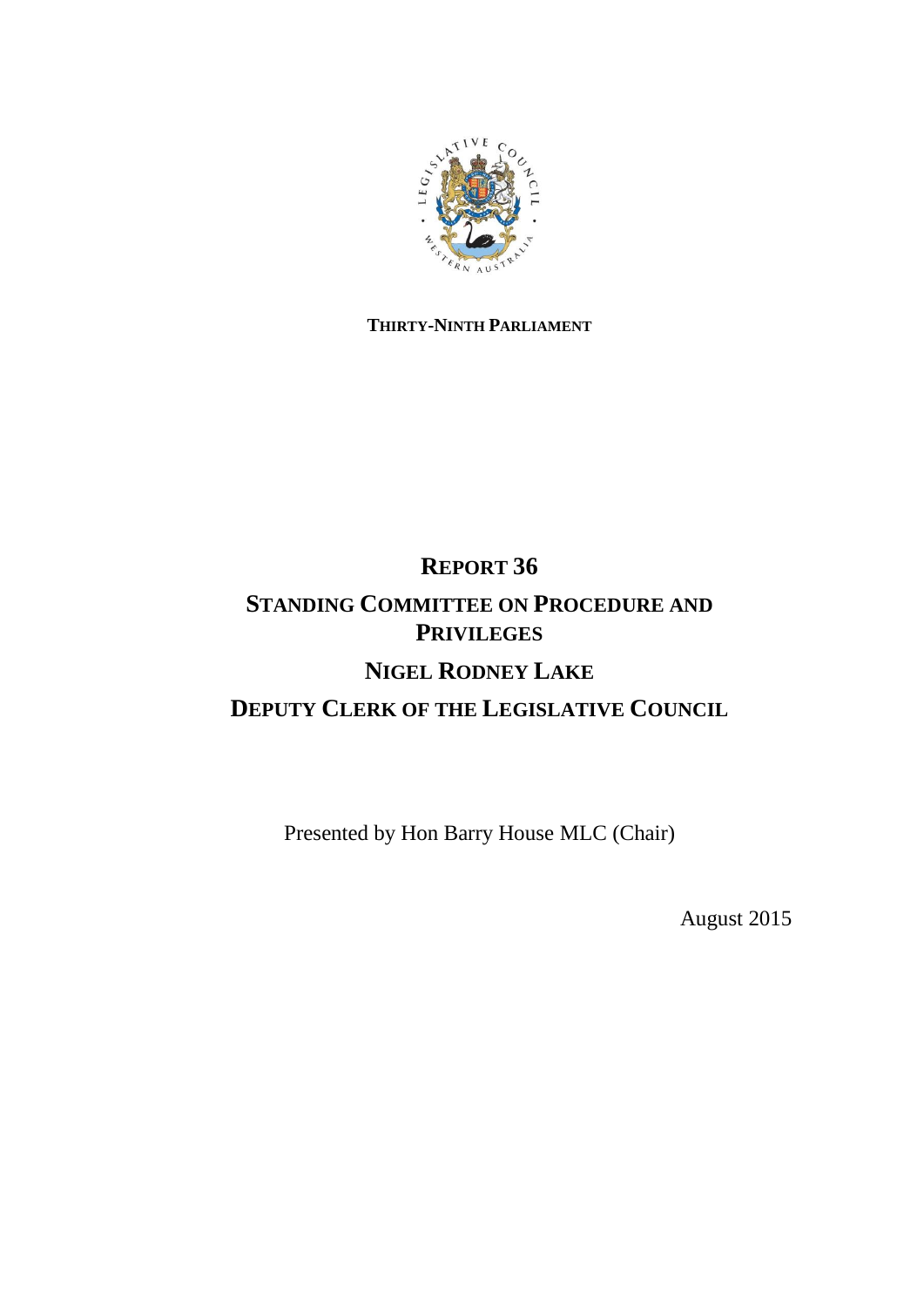**THIRTY-NINTH PARLIAMENT**

# REPORT 36

# STANDING COMMITTEE ON PROCEDURE AND PRIVILEGES

# NIGEL RODNEY LAKE

# DEPUTY CLERK OF THE LEGISLATIVE COUNCIL

Presented by Hon Barry House MLC (Chair)

August 2015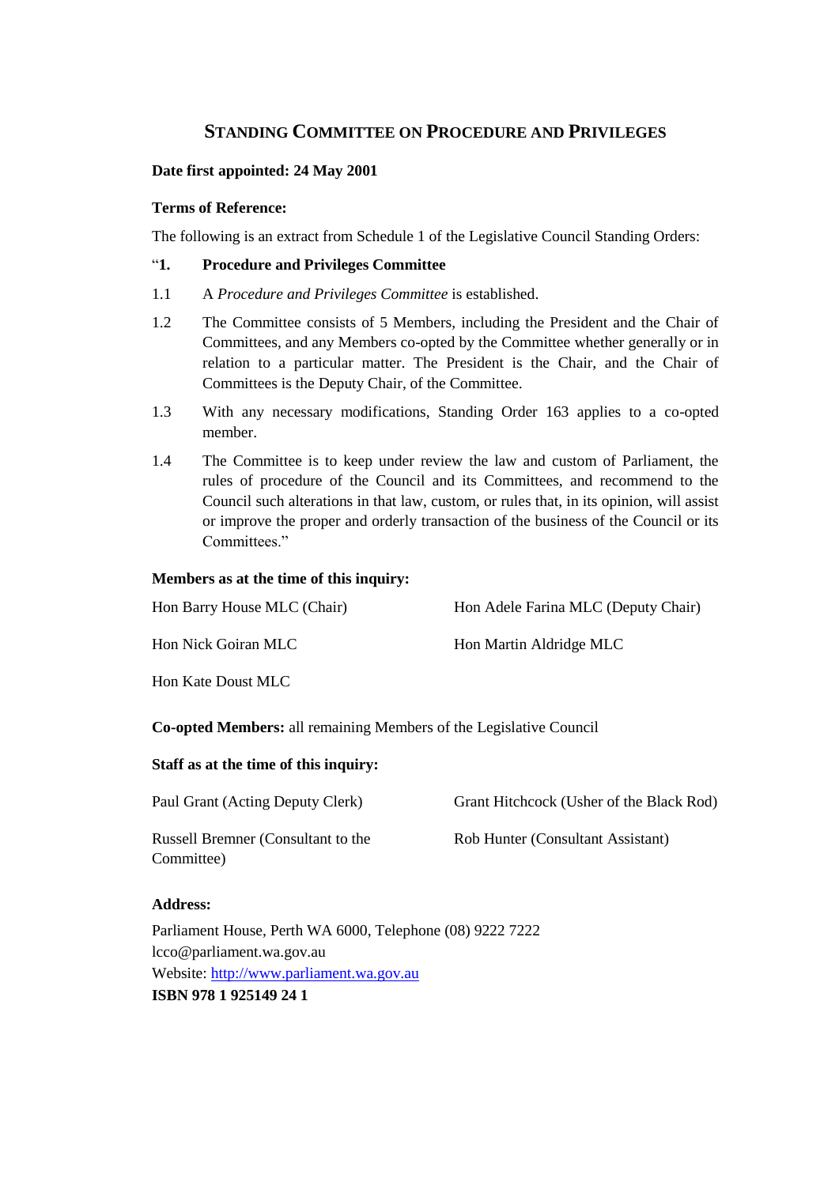## Standing Committee on Procedure and Privileges

**Date first appointed: 24 May 2001**

**Terms of Reference:**

The following is an extract from Schedule 1 of the Legislative Council Standing Orders:

"**1. Procedure and Privileges Committee**

1.1 A *Procedure and Privileges Committee* is established.

1.2 The Committee consists of 5 Members, including the President and the Chair of Committees, and any Members co-opted by the Committee whether generally or in relation to a particular matter. The President is the Chair, and the Chair of Committees is the Deputy Chair, of the Committee.

1.3 With any necessary modifications, Standing Order 163 applies to a co-opted member.

1.4 The Committee is to keep under review the law and custom of Parliament, the rules of procedure of the Council and its Committees, and recommend to the Council such alterations in that law, custom, or rules that, in its opinion, will assist or improve the proper and orderly transaction of the business of the Council or its Committees."

**Members as at the time of this inquiry:**

Hon Barry House MLC (Chair)

Hon Adele Farina MLC (Deputy Chair)

Hon Nick Goiran MLC

Hon Martin Aldridge MLC

Hon Kate Doust MLC

**Co-opted Members:** all remaining Members of the Legislative Council

**Staff as at the time of this inquiry:**

Paul Grant (Acting Deputy Clerk)

Grant Hitchcock (Usher of the Black Rod)

Russell Bremner (Consultant to the Committee)

Rob Hunter (Consultant Assistant)

**Address:**

Parliament House, Perth WA 6000, Telephone (08) 9222 7222
lcco@parliament.wa.gov.au
Website: http://www.parliament.wa.gov.au
**ISBN 978 1 925149 24 1**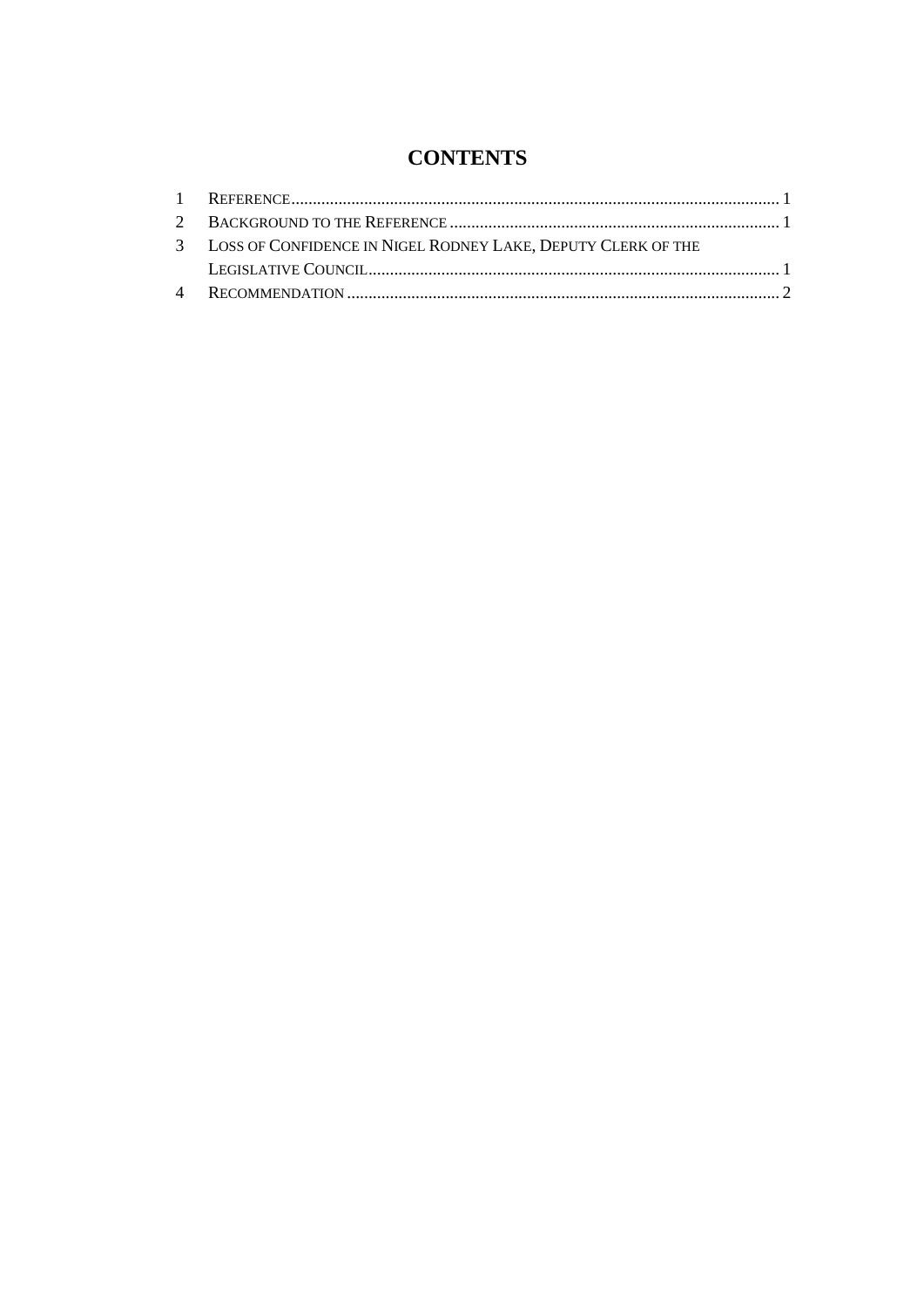# CONTENTS

1 REFERENCE ........................................................................................................ 1
2 BACKGROUND TO THE REFERENCE ........................................................................ 1
3 LOSS OF CONFIDENCE IN NIGEL RODNEY LAKE, DEPUTY CLERK OF THE LEGISLATIVE COUNCIL ........................................................................................ 1
4 RECOMMENDATION ............................................................................................. 2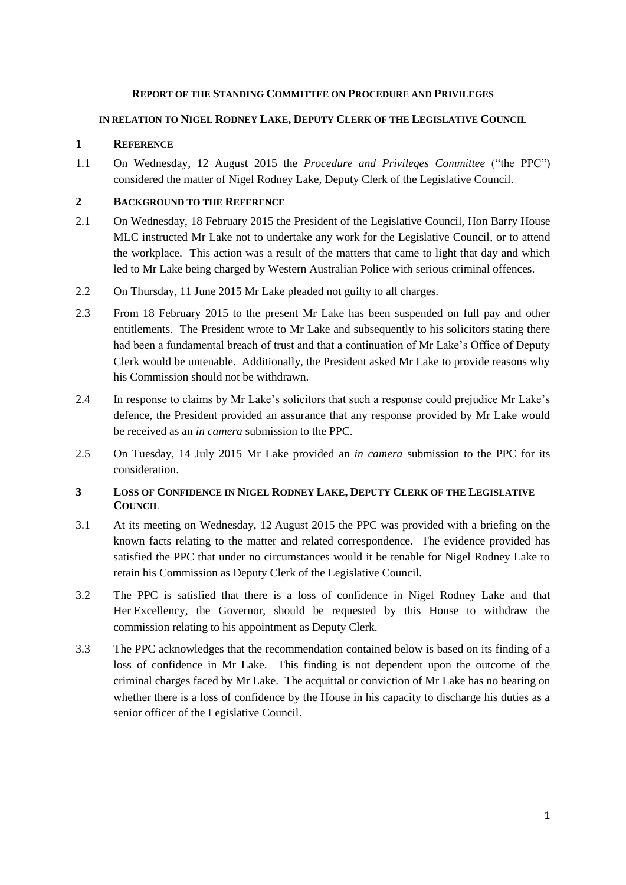**REPORT OF THE STANDING COMMITTEE ON PROCEDURE AND PRIVILEGES**

**IN RELATION TO NIGEL RODNEY LAKE, DEPUTY CLERK OF THE LEGISLATIVE COUNCIL**

## 1 REFERENCE

1.1 On Wednesday, 12 August 2015 the *Procedure and Privileges Committee* ("the PPC") considered the matter of Nigel Rodney Lake, Deputy Clerk of the Legislative Council.

## 2 BACKGROUND TO THE REFERENCE

2.1 On Wednesday, 18 February 2015 the President of the Legislative Council, Hon Barry House MLC instructed Mr Lake not to undertake any work for the Legislative Council, or to attend the workplace. This action was a result of the matters that came to light that day and which led to Mr Lake being charged by Western Australian Police with serious criminal offences.

2.2 On Thursday, 11 June 2015 Mr Lake pleaded not guilty to all charges.

2.3 From 18 February 2015 to the present Mr Lake has been suspended on full pay and other entitlements. The President wrote to Mr Lake and subsequently to his solicitors stating there had been a fundamental breach of trust and that a continuation of Mr Lake's Office of Deputy Clerk would be untenable. Additionally, the President asked Mr Lake to provide reasons why his Commission should not be withdrawn.

2.4 In response to claims by Mr Lake's solicitors that such a response could prejudice Mr Lake's defence, the President provided an assurance that any response provided by Mr Lake would be received as an *in camera* submission to the PPC.

2.5 On Tuesday, 14 July 2015 Mr Lake provided an *in camera* submission to the PPC for its consideration.

## 3 LOSS OF CONFIDENCE IN NIGEL RODNEY LAKE, DEPUTY CLERK OF THE LEGISLATIVE COUNCIL

3.1 At its meeting on Wednesday, 12 August 2015 the PPC was provided with a briefing on the known facts relating to the matter and related correspondence. The evidence provided has satisfied the PPC that under no circumstances would it be tenable for Nigel Rodney Lake to retain his Commission as Deputy Clerk of the Legislative Council.

3.2 The PPC is satisfied that there is a loss of confidence in Nigel Rodney Lake and that Her Excellency, the Governor, should be requested by this House to withdraw the commission relating to his appointment as Deputy Clerk.

3.3 The PPC acknowledges that the recommendation contained below is based on its finding of a loss of confidence in Mr Lake. This finding is not dependent upon the outcome of the criminal charges faced by Mr Lake. The acquittal or conviction of Mr Lake has no bearing on whether there is a loss of confidence by the House in his capacity to discharge his duties as a senior officer of the Legislative Council.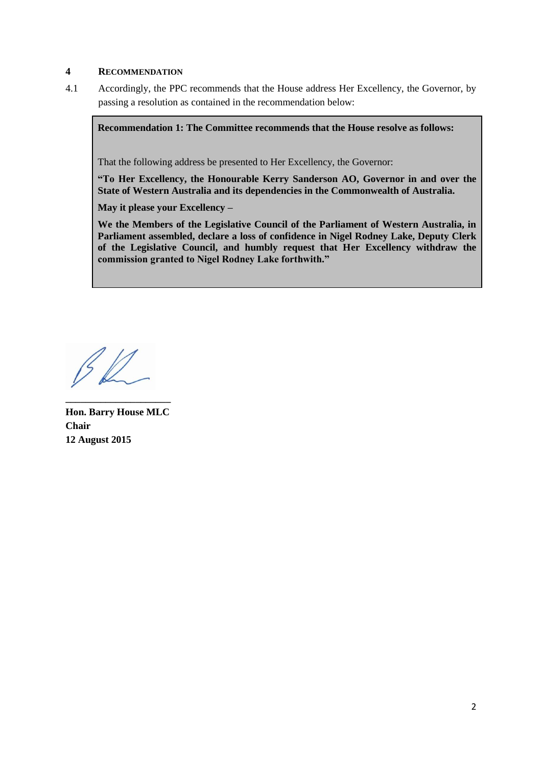## 4 RECOMMENDATION

4.1 Accordingly, the PPC recommends that the House address Her Excellency, the Governor, by passing a resolution as contained in the recommendation below:

> **Recommendation 1: The Committee recommends that the House resolve as follows:**
>
> That the following address be presented to Her Excellency, the Governor:
>
> **"To Her Excellency, the Honourable Kerry Sanderson AO, Governor in and over the State of Western Australia and its dependencies in the Commonwealth of Australia.**
>
> **May it please your Excellency –**
>
> **We the Members of the Legislative Council of the Parliament of Western Australia, in Parliament assembled, declare a loss of confidence in Nigel Rodney Lake, Deputy Clerk of the Legislative Council, and humbly request that Her Excellency withdraw the commission granted to Nigel Rodney Lake forthwith."**

**Hon. Barry House MLC**
**Chair**
**12 August 2015**